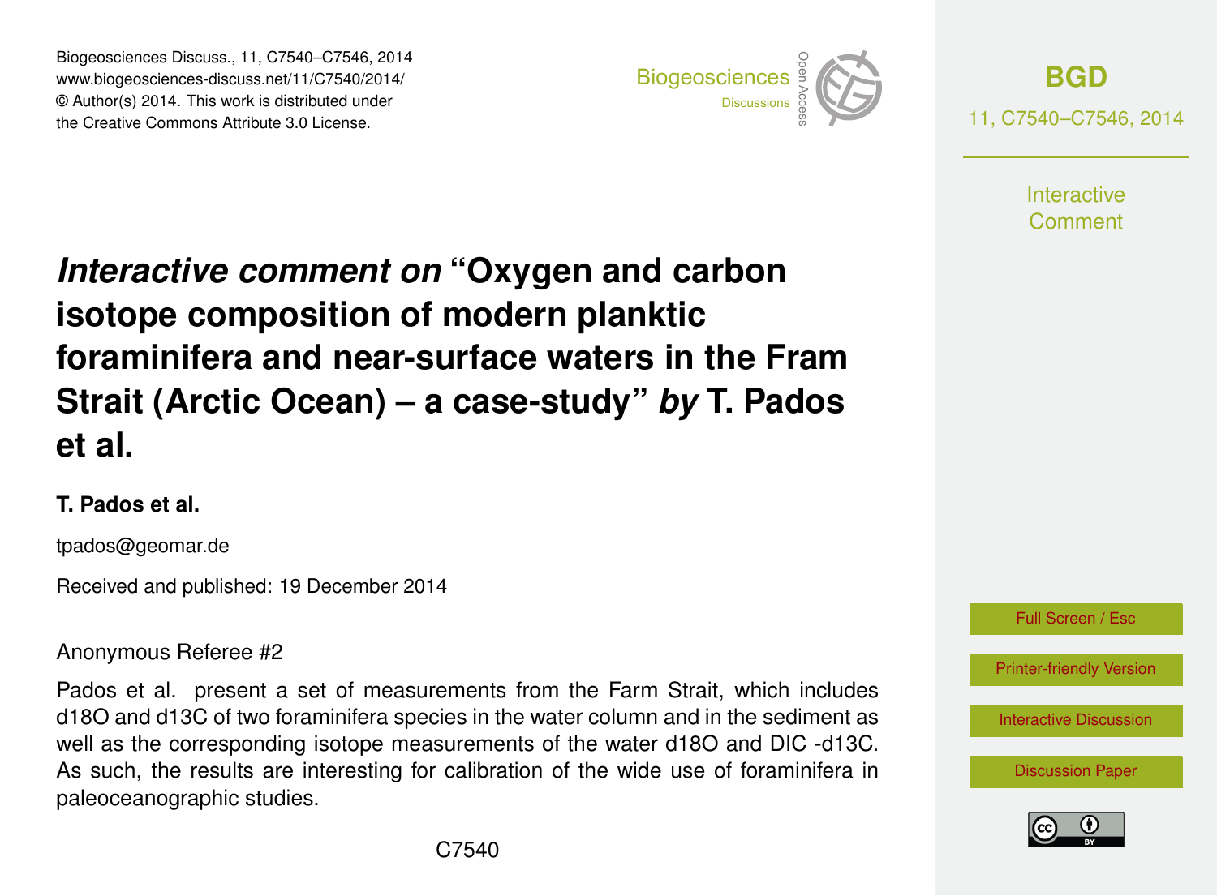# *Interactive comment on* "Oxygen and carbon isotope composition of modern planktic foraminifera and near-surface waters in the Fram Strait (Arctic Ocean) – a case-study" *by* T. Pados et al.

**T. Pados et al.**

tpados@geomar.de

Received and published: 19 December 2014

Anonymous Referee #2

Pados et al. present a set of measurements from the Farm Strait, which includes d18O and d13C of two foraminifera species in the water column and in the sediment as well as the corresponding isotope measurements of the water d18O and DIC -d13C. As such, the results are interesting for calibration of the wide use of foraminifera in paleoceanographic studies.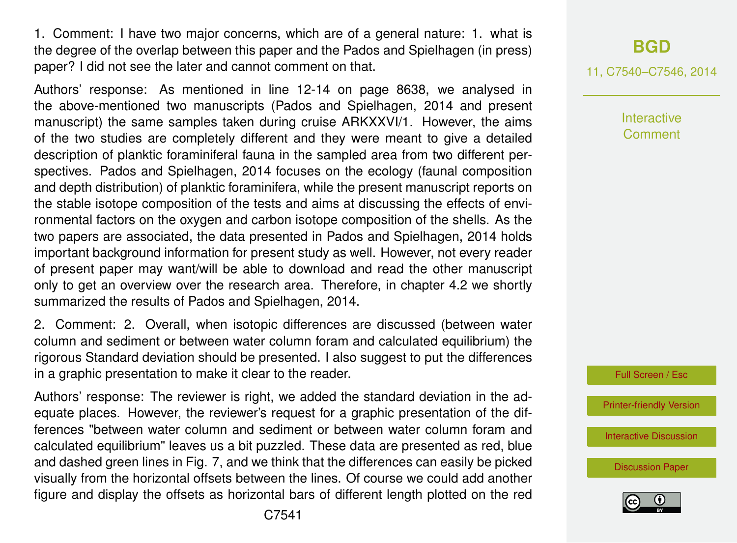1. Comment: I have two major concerns, which are of a general nature: 1. what is the degree of the overlap between this paper and the Pados and Spielhagen (in press) paper? I did not see the later and cannot comment on that.

Authors' response: As mentioned in line 12-14 on page 8638, we analysed in the above-mentioned two manuscripts (Pados and Spielhagen, 2014 and present manuscript) the same samples taken during cruise ARKXXVI/1. However, the aims of the two studies are completely different and they were meant to give a detailed description of planktic foraminiferal fauna in the sampled area from two different perspectives. Pados and Spielhagen, 2014 focuses on the ecology (faunal composition and depth distribution) of planktic foraminifera, while the present manuscript reports on the stable isotope composition of the tests and aims at discussing the effects of environmental factors on the oxygen and carbon isotope composition of the shells. As the two papers are associated, the data presented in Pados and Spielhagen, 2014 holds important background information for present study as well. However, not every reader of present paper may want/will be able to download and read the other manuscript only to get an overview over the research area. Therefore, in chapter 4.2 we shortly summarized the results of Pados and Spielhagen, 2014.

2. Comment: 2. Overall, when isotopic differences are discussed (between water column and sediment or between water column foram and calculated equilibrium) the rigorous Standard deviation should be presented. I also suggest to put the differences in a graphic presentation to make it clear to the reader.

Authors' response: The reviewer is right, we added the standard deviation in the adequate places. However, the reviewer's request for a graphic presentation of the differences "between water column and sediment or between water column foram and calculated equilibrium" leaves us a bit puzzled. These data are presented as red, blue and dashed green lines in Fig. 7, and we think that the differences can easily be picked visually from the horizontal offsets between the lines. Of course we could add another figure and display the offsets as horizontal bars of different length plotted on the red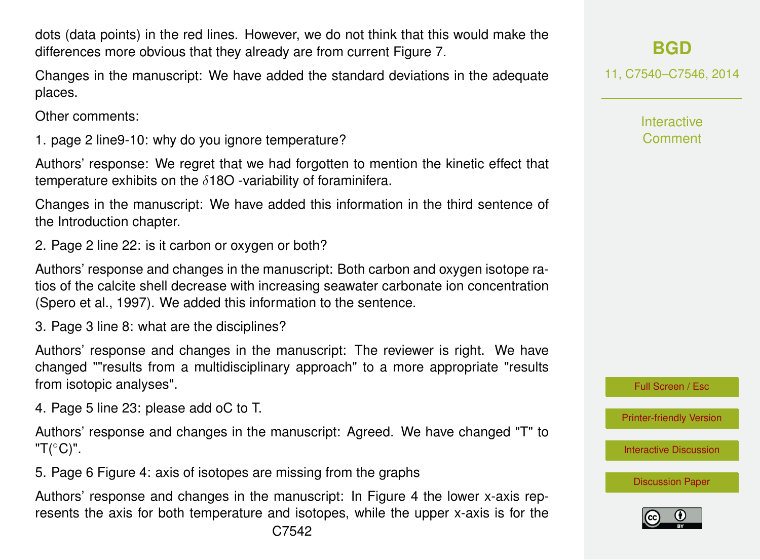dots (data points) in the red lines. However, we do not think that this would make the differences more obvious that they already are from current Figure 7.

Changes in the manuscript: We have added the standard deviations in the adequate places.

Other comments:

1. page 2 line9-10: why do you ignore temperature?

Authors' response: We regret that we had forgotten to mention the kinetic effect that temperature exhibits on the $\delta$18O -variability of foraminifera.

Changes in the manuscript: We have added this information in the third sentence of the Introduction chapter.

2. Page 2 line 22: is it carbon or oxygen or both?

Authors' response and changes in the manuscript: Both carbon and oxygen isotope ratios of the calcite shell decrease with increasing seawater carbonate ion concentration (Spero et al., 1997). We added this information to the sentence.

3. Page 3 line 8: what are the disciplines?

Authors' response and changes in the manuscript: The reviewer is right. We have changed ""results from a multidisciplinary approach" to a more appropriate "results from isotopic analyses".

4. Page 5 line 23: please add oC to T.

Authors' response and changes in the manuscript: Agreed. We have changed "T" to "T(°C)".

5. Page 6 Figure 4: axis of isotopes are missing from the graphs

Authors' response and changes in the manuscript: In Figure 4 the lower x-axis represents the axis for both temperature and isotopes, while the upper x-axis is for the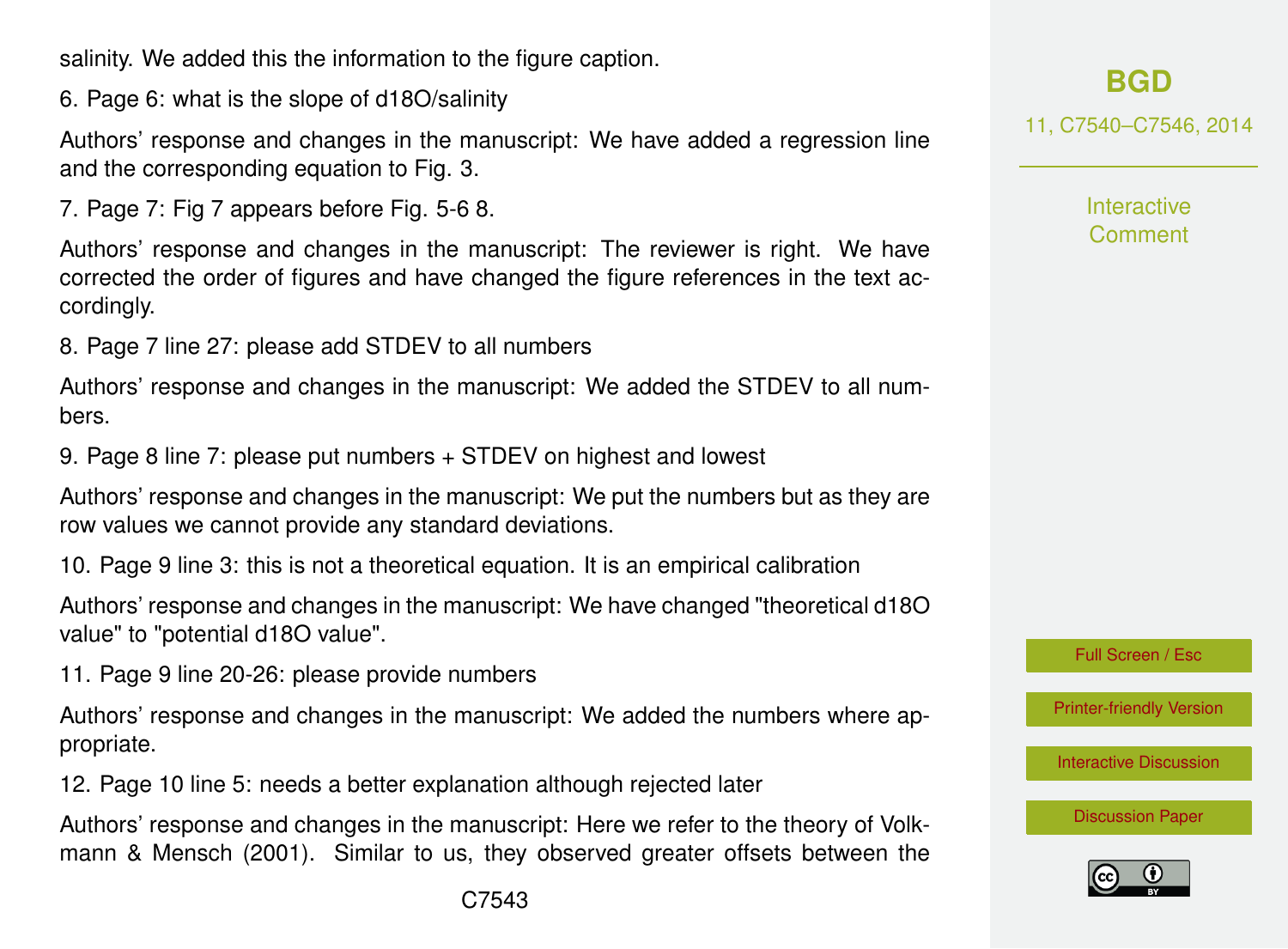salinity. We added this the information to the figure caption.

6. Page 6: what is the slope of d18O/salinity

Authors' response and changes in the manuscript: We have added a regression line and the corresponding equation to Fig. 3.

7. Page 7: Fig 7 appears before Fig. 5-6 8.

Authors' response and changes in the manuscript: The reviewer is right. We have corrected the order of figures and have changed the figure references in the text accordingly.

8. Page 7 line 27: please add STDEV to all numbers

Authors' response and changes in the manuscript: We added the STDEV to all numbers.

9. Page 8 line 7: please put numbers + STDEV on highest and lowest

Authors' response and changes in the manuscript: We put the numbers but as they are row values we cannot provide any standard deviations.

10. Page 9 line 3: this is not a theoretical equation. It is an empirical calibration

Authors' response and changes in the manuscript: We have changed "theoretical d18O value" to "potential d18O value".

11. Page 9 line 20-26: please provide numbers

Authors' response and changes in the manuscript: We added the numbers where appropriate.

12. Page 10 line 5: needs a better explanation although rejected later

Authors' response and changes in the manuscript: Here we refer to the theory of Volkmann & Mensch (2001). Similar to us, they observed greater offsets between the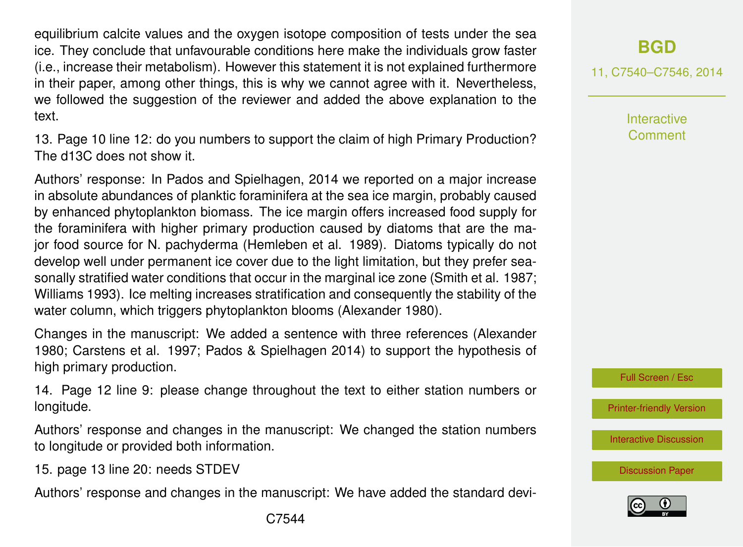equilibrium calcite values and the oxygen isotope composition of tests under the sea ice. They conclude that unfavourable conditions here make the individuals grow faster (i.e., increase their metabolism). However this statement it is not explained furthermore in their paper, among other things, this is why we cannot agree with it. Nevertheless, we followed the suggestion of the reviewer and added the above explanation to the text.

13. Page 10 line 12: do you numbers to support the claim of high Primary Production? The d13C does not show it.

Authors' response: In Pados and Spielhagen, 2014 we reported on a major increase in absolute abundances of planktic foraminifera at the sea ice margin, probably caused by enhanced phytoplankton biomass. The ice margin offers increased food supply for the foraminifera with higher primary production caused by diatoms that are the major food source for N. pachyderma (Hemleben et al. 1989). Diatoms typically do not develop well under permanent ice cover due to the light limitation, but they prefer seasonally stratified water conditions that occur in the marginal ice zone (Smith et al. 1987; Williams 1993). Ice melting increases stratification and consequently the stability of the water column, which triggers phytoplankton blooms (Alexander 1980).

Changes in the manuscript: We added a sentence with three references (Alexander 1980; Carstens et al. 1997; Pados & Spielhagen 2014) to support the hypothesis of high primary production.

14. Page 12 line 9: please change throughout the text to either station numbers or longitude.

Authors' response and changes in the manuscript: We changed the station numbers to longitude or provided both information.

15. page 13 line 20: needs STDEV

Authors' response and changes in the manuscript: We have added the standard devi-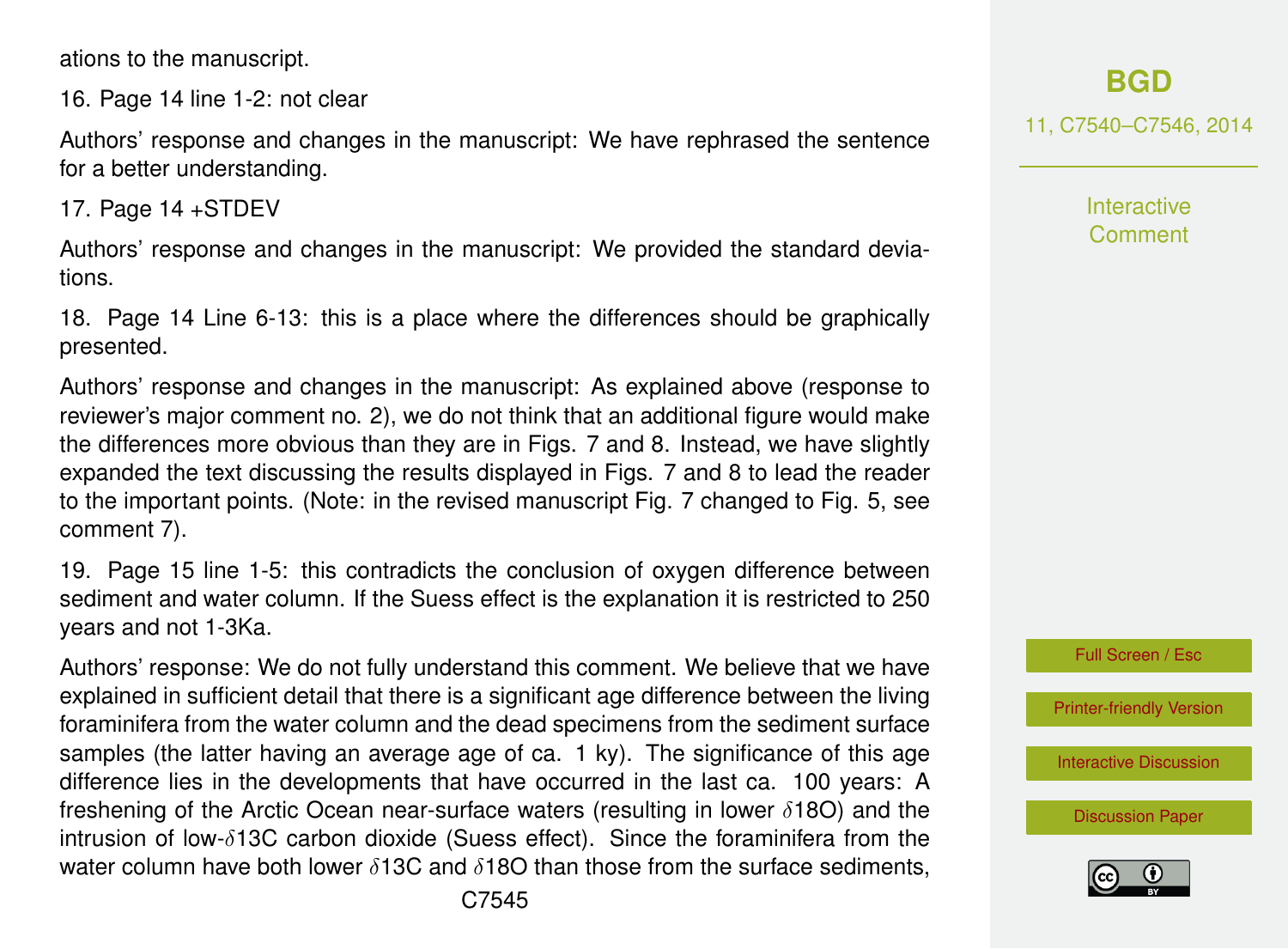ations to the manuscript.

16. Page 14 line 1-2: not clear

Authors' response and changes in the manuscript: We have rephrased the sentence for a better understanding.

17. Page 14 +STDEV

Authors' response and changes in the manuscript: We provided the standard deviations.

18. Page 14 Line 6-13: this is a place where the differences should be graphically presented.

Authors' response and changes in the manuscript: As explained above (response to reviewer's major comment no. 2), we do not think that an additional figure would make the differences more obvious than they are in Figs. 7 and 8. Instead, we have slightly expanded the text discussing the results displayed in Figs. 7 and 8 to lead the reader to the important points. (Note: in the revised manuscript Fig. 7 changed to Fig. 5, see comment 7).

19. Page 15 line 1-5: this contradicts the conclusion of oxygen difference between sediment and water column. If the Suess effect is the explanation it is restricted to 250 years and not 1-3Ka.

Authors' response: We do not fully understand this comment. We believe that we have explained in sufficient detail that there is a significant age difference between the living foraminifera from the water column and the dead specimens from the sediment surface samples (the latter having an average age of ca. 1 ky). The significance of this age difference lies in the developments that have occurred in the last ca. 100 years: A freshening of the Arctic Ocean near-surface waters (resulting in lower $\delta^{18}O$) and the intrusion of low-$\delta^{13}C$ carbon dioxide (Suess effect). Since the foraminifera from the water column have both lower $\delta^{13}C$ and $\delta^{18}O$ than those from the surface sediments,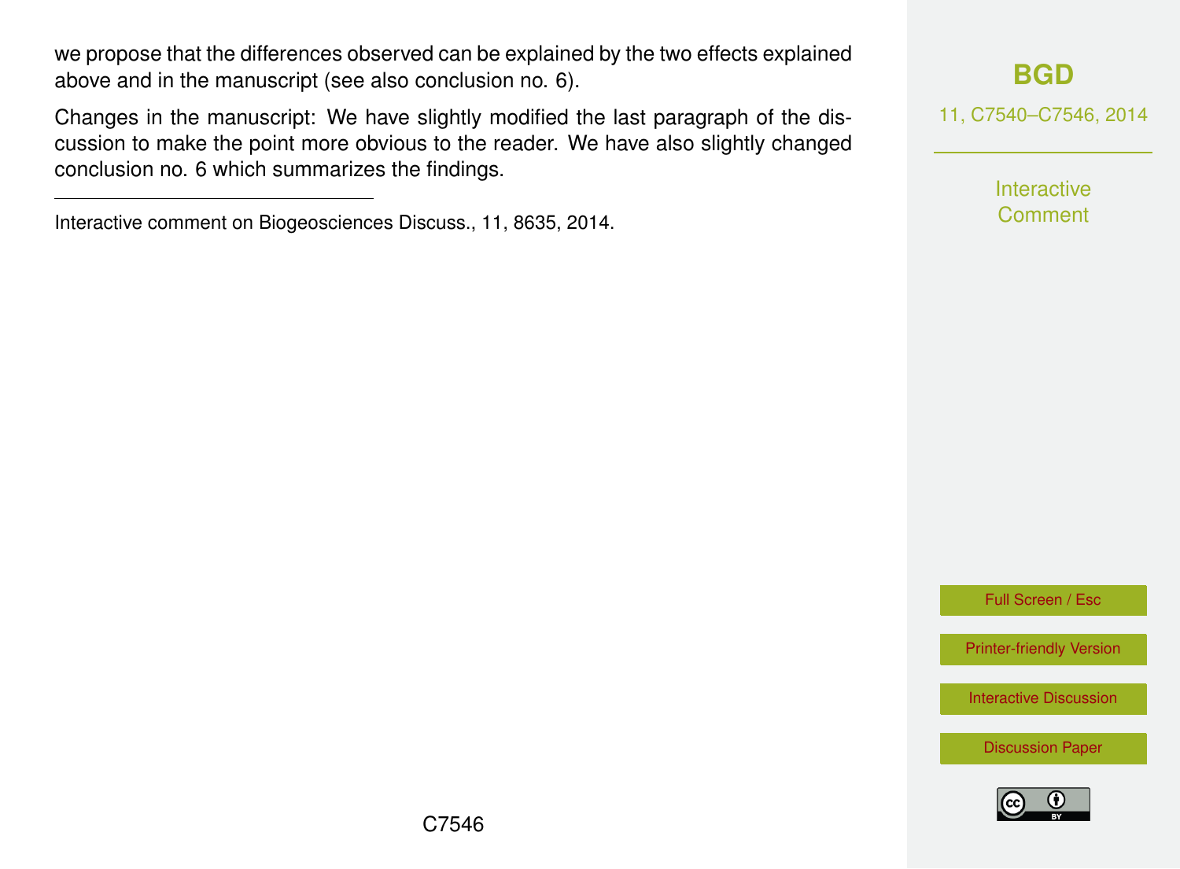we propose that the differences observed can be explained by the two effects explained above and in the manuscript (see also conclusion no. 6).

Changes in the manuscript: We have slightly modified the last paragraph of the discussion to make the point more obvious to the reader. We have also slightly changed conclusion no. 6 which summarizes the findings.

---

Interactive comment on Biogeosciences Discuss., 11, 8635, 2014.